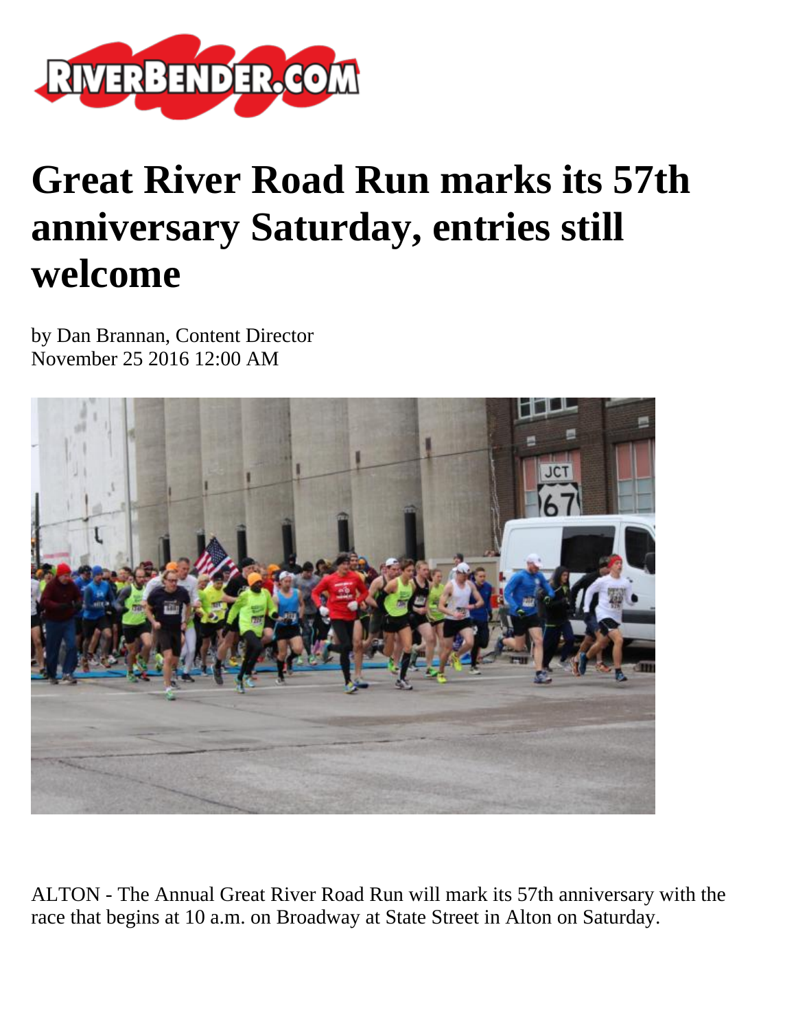# Great River Road Run marks its 57th anniversary Saturday, entries still welcome

by Dan Brannan, Content Director
November 25 2016 12:00 AM

ALTON - The Annual Great River Road Run will mark its 57th anniversary with the race that begins at 10 a.m. on Broadway at State Street in Alton on Saturday.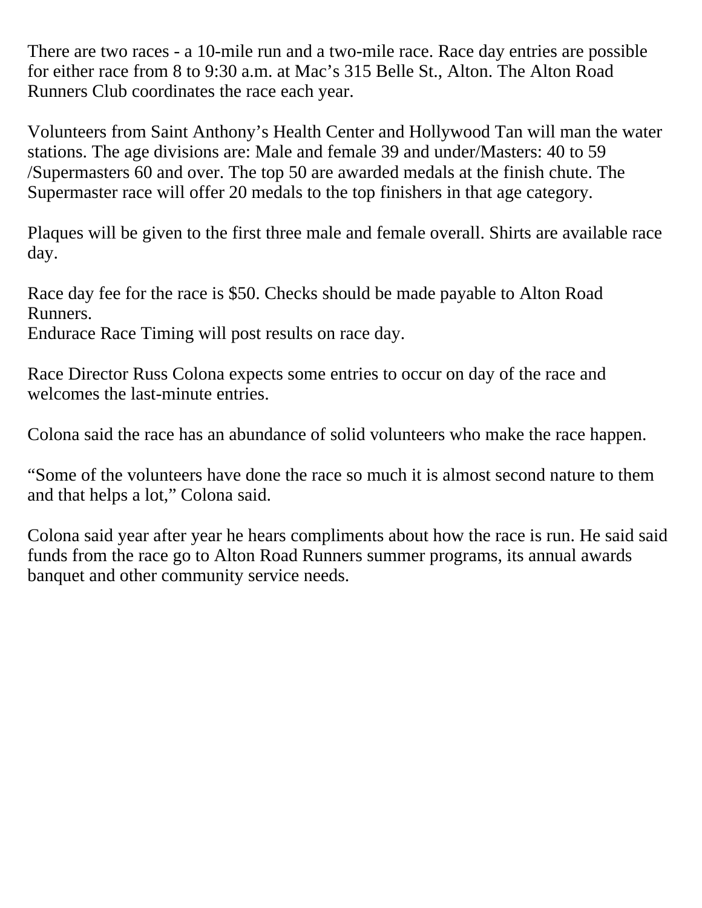There are two races - a 10-mile run and a two-mile race. Race day entries are possible for either race from 8 to 9:30 a.m. at Mac's 315 Belle St., Alton. The Alton Road Runners Club coordinates the race each year.

Volunteers from Saint Anthony's Health Center and Hollywood Tan will man the water stations. The age divisions are: Male and female 39 and under/Masters: 40 to 59 /Supermasters 60 and over. The top 50 are awarded medals at the finish chute. The Supermaster race will offer 20 medals to the top finishers in that age category.

Plaques will be given to the first three male and female overall. Shirts are available race day.

Race day fee for the race is $50. Checks should be made payable to Alton Road Runners.
Endurace Race Timing will post results on race day.

Race Director Russ Colona expects some entries to occur on day of the race and welcomes the last-minute entries.

Colona said the race has an abundance of solid volunteers who make the race happen.

"Some of the volunteers have done the race so much it is almost second nature to them and that helps a lot," Colona said.

Colona said year after year he hears compliments about how the race is run. He said said funds from the race go to Alton Road Runners summer programs, its annual awards banquet and other community service needs.